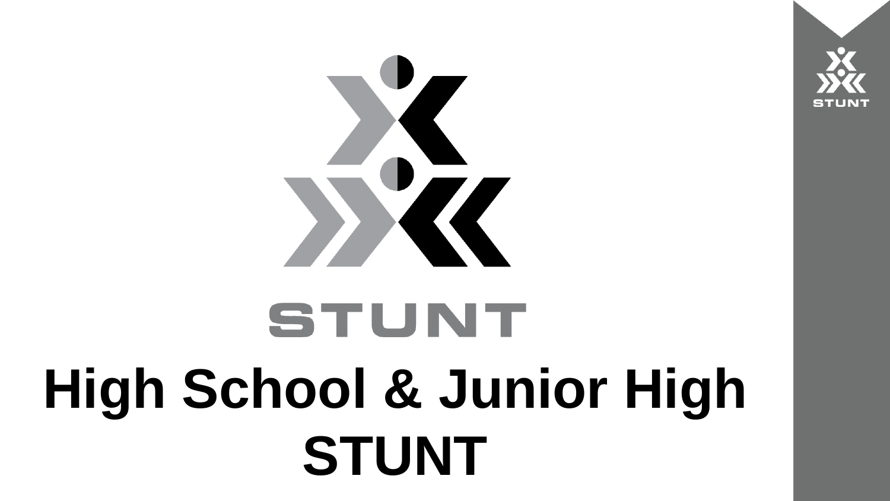# High School & Junior High STUNT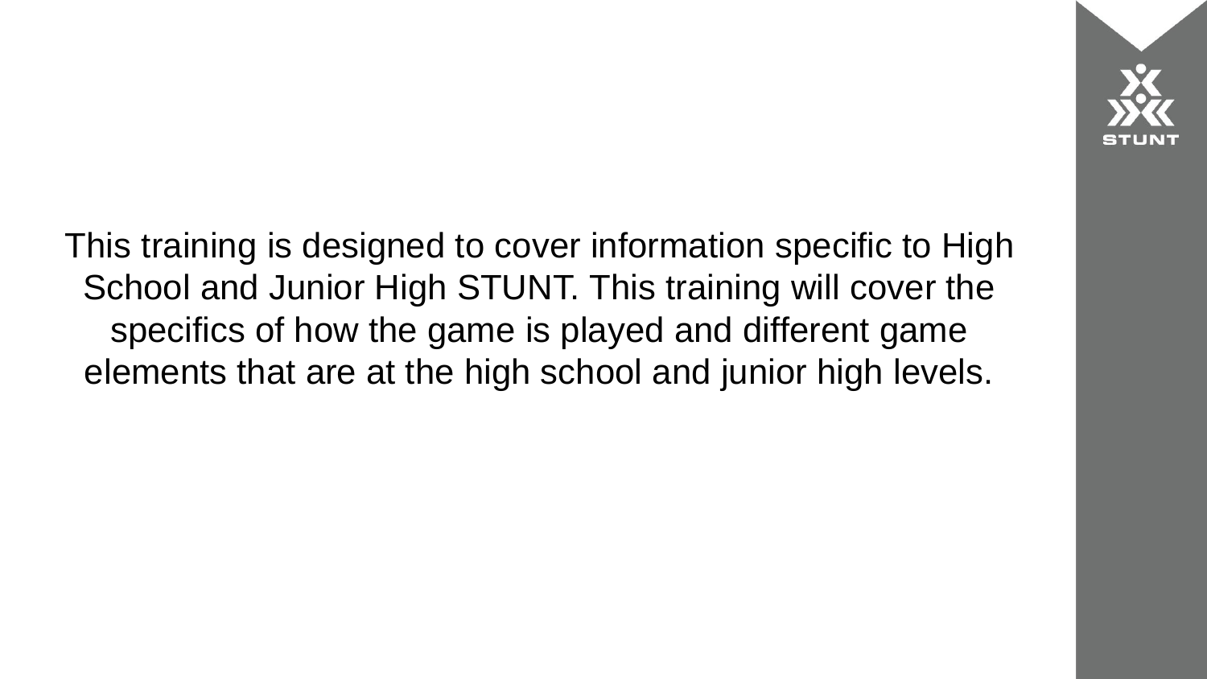This training is designed to cover information specific to High School and Junior High STUNT. This training will cover the specifics of how the game is played and different game elements that are at the high school and junior high levels.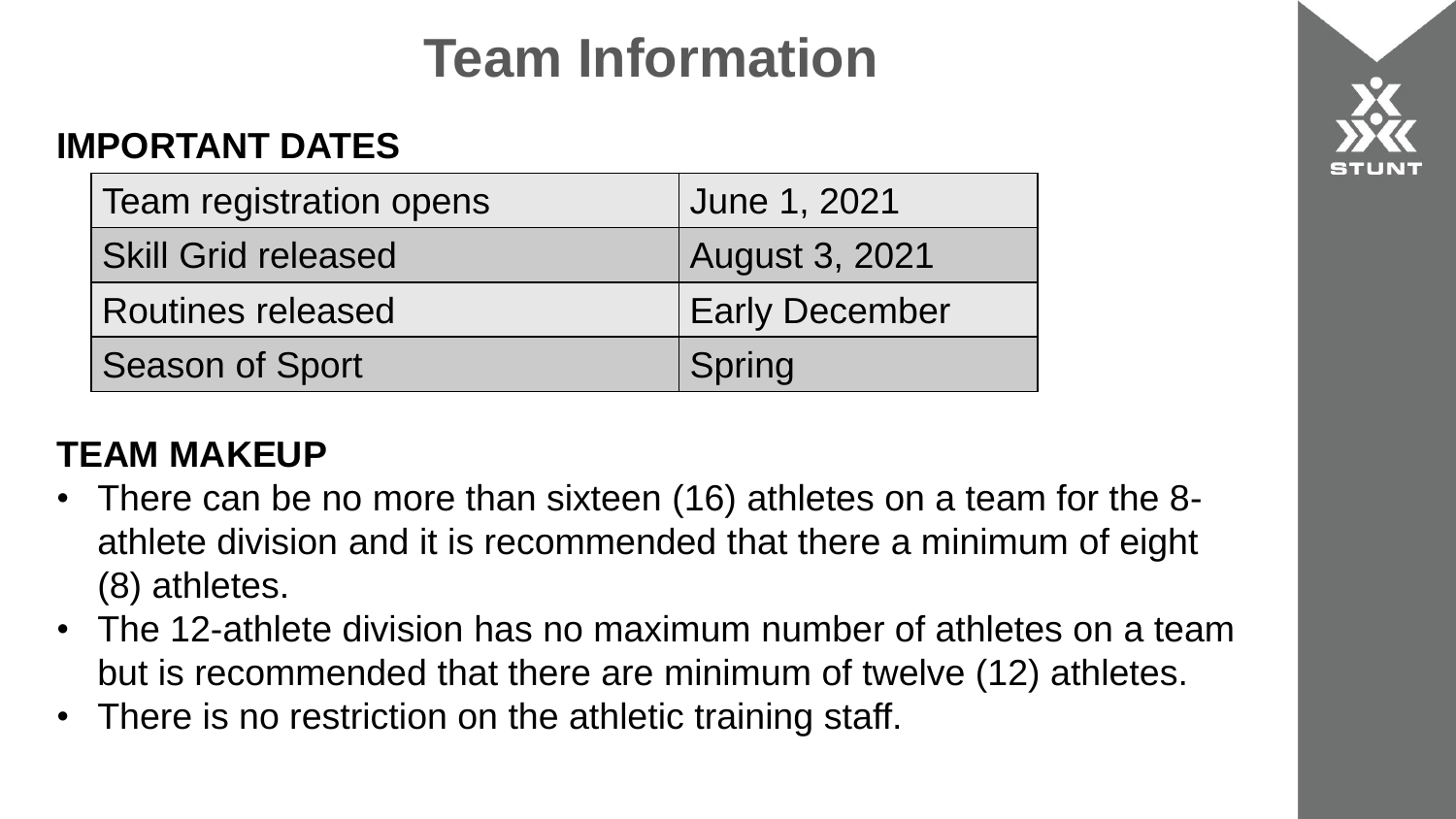# Team Information

## IMPORTANT DATES

| | |
|---|---|
| Team registration opens | June 1, 2021 |
| Skill Grid released | August 3, 2021 |
| Routines released | Early December |
| Season of Sport | Spring |

## TEAM MAKEUP

- There can be no more than sixteen (16) athletes on a team for the 8-athlete division and it is recommended that there a minimum of eight (8) athletes.
- The 12-athlete division has no maximum number of athletes on a team but is recommended that there are minimum of twelve (12) athletes.
- There is no restriction on the athletic training staff.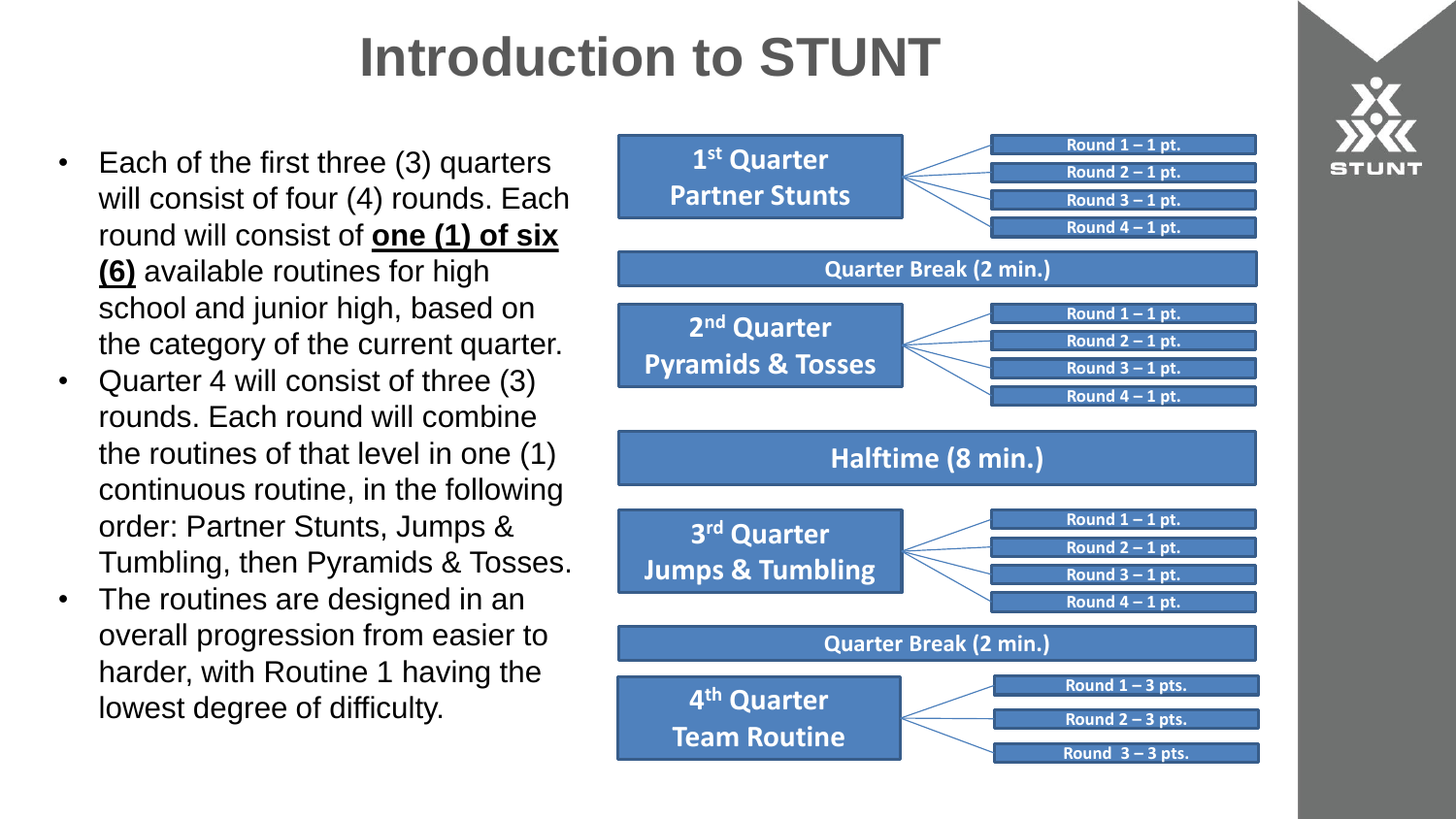# Introduction to STUNT

- Each of the first three (3) quarters will consist of four (4) rounds. Each round will consist of **one (1) of six (6)** available routines for high school and junior high, based on the category of the current quarter.
- Quarter 4 will consist of three (3) rounds. Each round will combine the routines of that level in one (1) continuous routine, in the following order: Partner Stunts, Jumps & Tumbling, then Pyramids & Tosses.
- The routines are designed in an overall progression from easier to harder, with Routine 1 having the lowest degree of difficulty.

**1st Quarter – Partner Stunts**
- Round 1 – 1 pt.
- Round 2 – 1 pt.
- Round 3 – 1 pt.
- Round 4 – 1 pt.

**Quarter Break (2 min.)**

**2nd Quarter – Pyramids & Tosses**
- Round 1 – 1 pt.
- Round 2 – 1 pt.
- Round 3 – 1 pt.
- Round 4 – 1 pt.

**Halftime (8 min.)**

**3rd Quarter – Jumps & Tumbling**
- Round 1 – 1 pt.
- Round 2 – 1 pt.
- Round 3 – 1 pt.
- Round 4 – 1 pt.

**Quarter Break (2 min.)**

**4th Quarter – Team Routine**
- Round 1 – 3 pts.
- Round 2 – 3 pts.
- Round 3 – 3 pts.

STUNT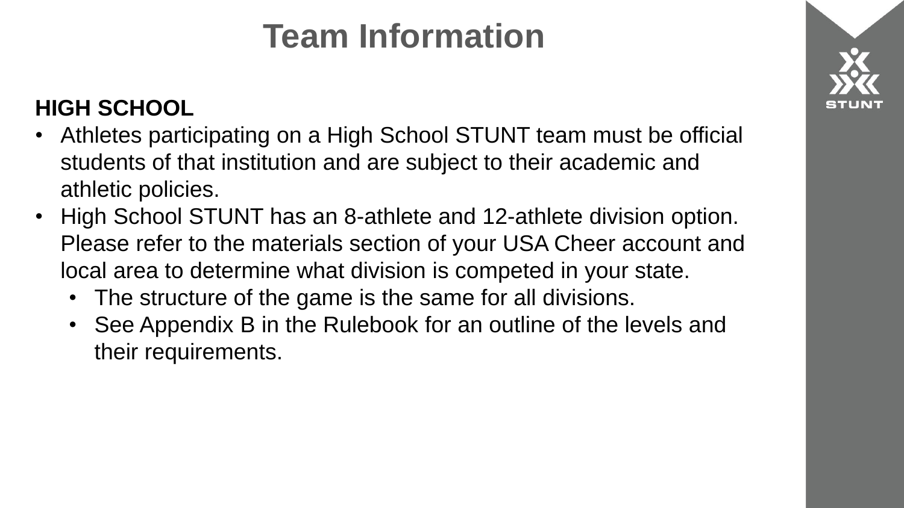# Team Information

**HIGH SCHOOL**

- Athletes participating on a High School STUNT team must be official students of that institution and are subject to their academic and athletic policies.
- High School STUNT has an 8-athlete and 12-athlete division option. Please refer to the materials section of your USA Cheer account and local area to determine what division is competed in your state.
  - The structure of the game is the same for all divisions.
  - See Appendix B in the Rulebook for an outline of the levels and their requirements.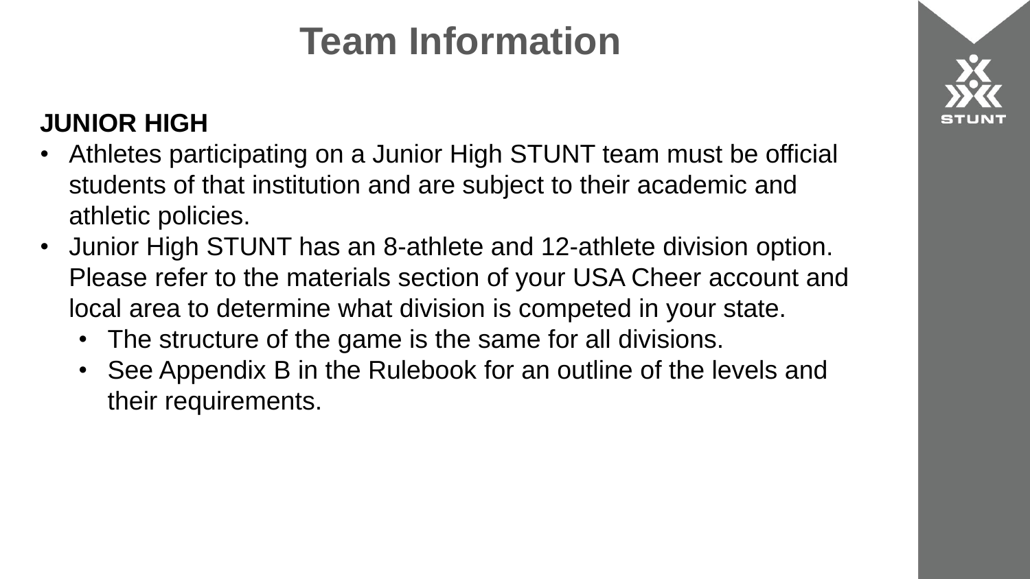# Team Information

**JUNIOR HIGH**

- Athletes participating on a Junior High STUNT team must be official students of that institution and are subject to their academic and athletic policies.
- Junior High STUNT has an 8-athlete and 12-athlete division option. Please refer to the materials section of your USA Cheer account and local area to determine what division is competed in your state.
  - The structure of the game is the same for all divisions.
  - See Appendix B in the Rulebook for an outline of the levels and their requirements.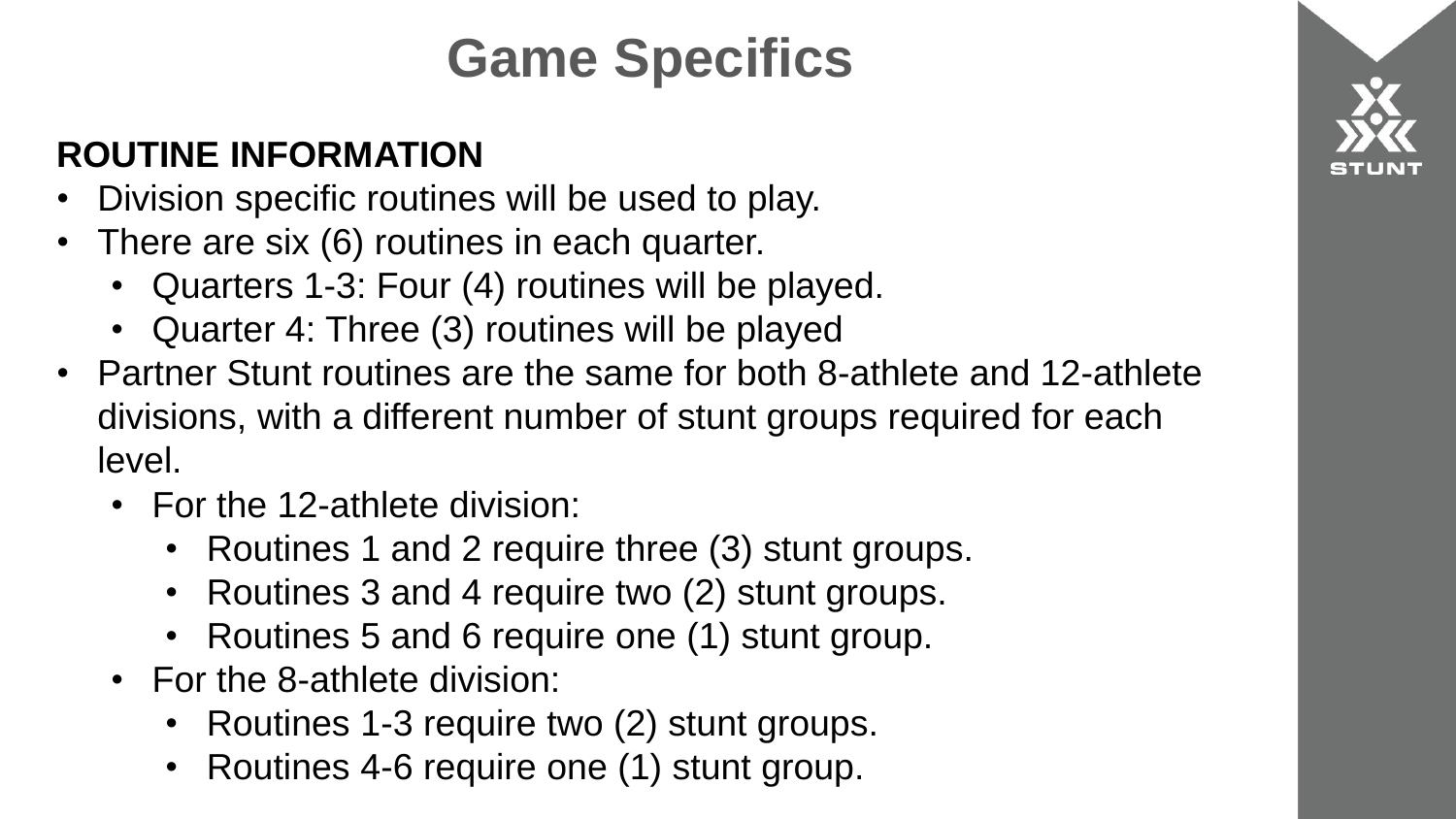# Game Specifics

**ROUTINE INFORMATION**

- Division specific routines will be used to play.
- There are six (6) routines in each quarter.
  - Quarters 1-3: Four (4) routines will be played.
  - Quarter 4: Three (3) routines will be played
- Partner Stunt routines are the same for both 8-athlete and 12-athlete divisions, with a different number of stunt groups required for each level.
  - For the 12-athlete division:
    - Routines 1 and 2 require three (3) stunt groups.
    - Routines 3 and 4 require two (2) stunt groups.
    - Routines 5 and 6 require one (1) stunt group.
  - For the 8-athlete division:
    - Routines 1-3 require two (2) stunt groups.
    - Routines 4-6 require one (1) stunt group.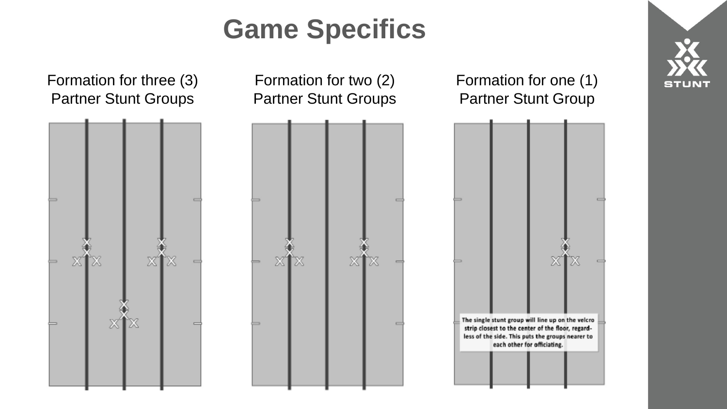# Game Specifics

Formation for three (3) Partner Stunt Groups

Formation for two (2) Partner Stunt Groups

Formation for one (1) Partner Stunt Group

The single stunt group will line up on the velcro strip closest to the center of the floor, regardless of the side. This puts the groups nearer to each other for officiating.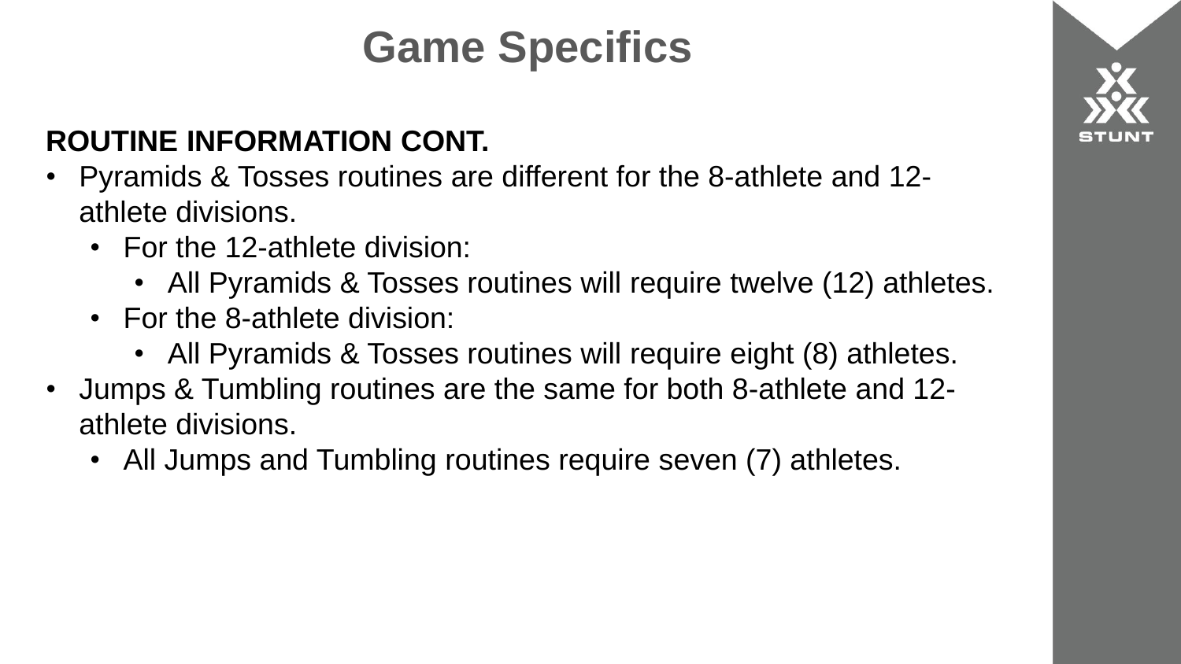# Game Specifics

**ROUTINE INFORMATION CONT.**

- Pyramids & Tosses routines are different for the 8-athlete and 12-athlete divisions.
  - For the 12-athlete division:
    - All Pyramids & Tosses routines will require twelve (12) athletes.
  - For the 8-athlete division:
    - All Pyramids & Tosses routines will require eight (8) athletes.
- Jumps & Tumbling routines are the same for both 8-athlete and 12-athlete divisions.
  - All Jumps and Tumbling routines require seven (7) athletes.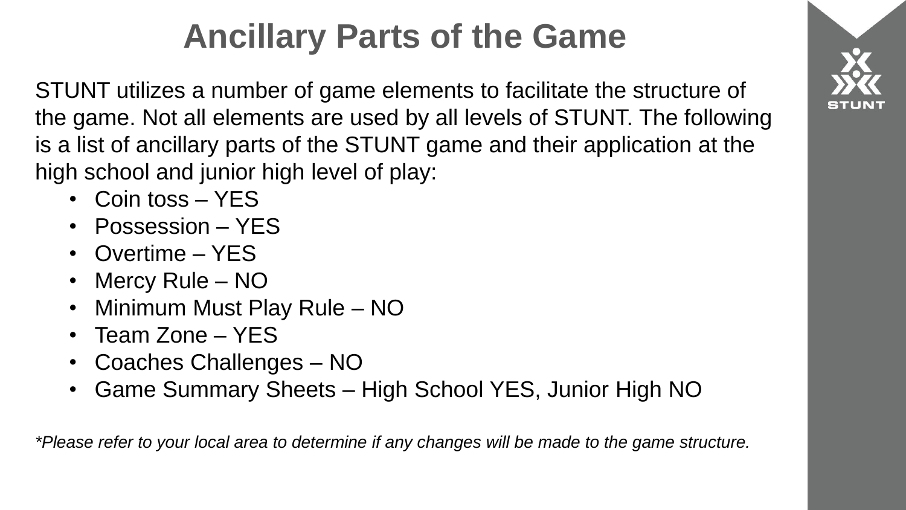# Ancillary Parts of the Game

STUNT utilizes a number of game elements to facilitate the structure of the game. Not all elements are used by all levels of STUNT. The following is a list of ancillary parts of the STUNT game and their application at the high school and junior high level of play:

- Coin toss – YES
- Possession – YES
- Overtime – YES
- Mercy Rule – NO
- Minimum Must Play Rule – NO
- Team Zone – YES
- Coaches Challenges – NO
- Game Summary Sheets – High School YES, Junior High NO

**Please refer to your local area to determine if any changes will be made to the game structure.*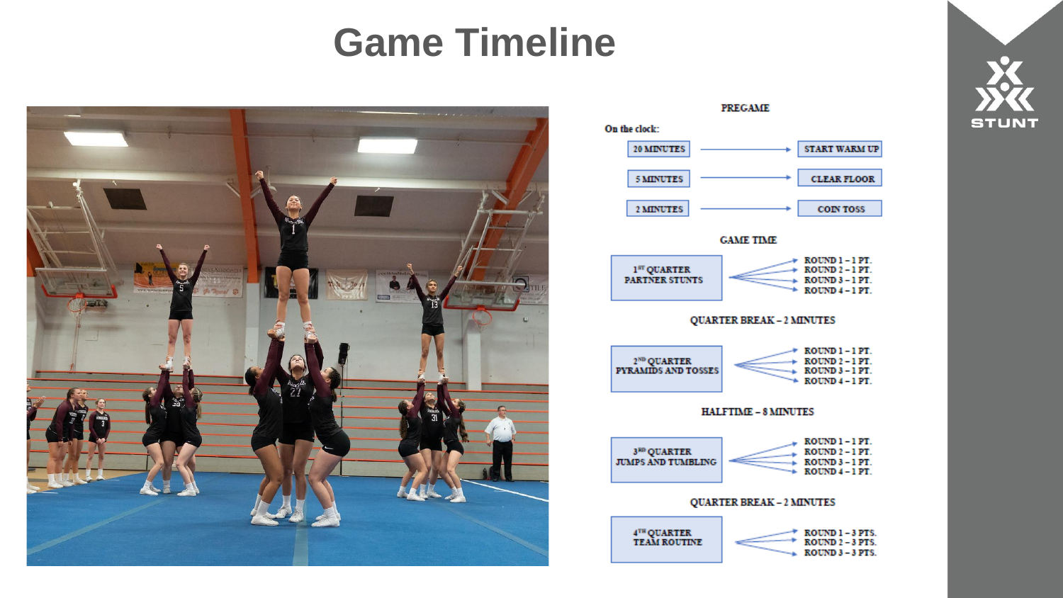# Game Timeline

## PREGAME

On the clock:

- 20 MINUTES → START WARM UP
- 5 MINUTES → CLEAR FLOOR
- 2 MINUTES → COIN TOSS

## GAME TIME

**1ST QUARTER PARTNER STUNTS**
- ROUND 1 – 1 PT.
- ROUND 2 – 1 PT.
- ROUND 3 – 1 PT.
- ROUND 4 – 1 PT.

**QUARTER BREAK – 2 MINUTES**

**2ND QUARTER PYRAMIDS AND TOSSES**
- ROUND 1 – 1 PT.
- ROUND 2 – 1 PT.
- ROUND 3 – 1 PT.
- ROUND 4 – 1 PT.

**HALFTIME – 8 MINUTES**

**3RD QUARTER JUMPS AND TUMBLING**
- ROUND 1 – 1 PT.
- ROUND 2 – 1 PT.
- ROUND 3 – 1 PT.
- ROUND 4 – 1 PT.

**QUARTER BREAK – 2 MINUTES**

**4TH QUARTER TEAM ROUTINE**
- ROUND 1 – 3 PTS.
- ROUND 2 – 3 PTS.
- ROUND 3 – 3 PTS.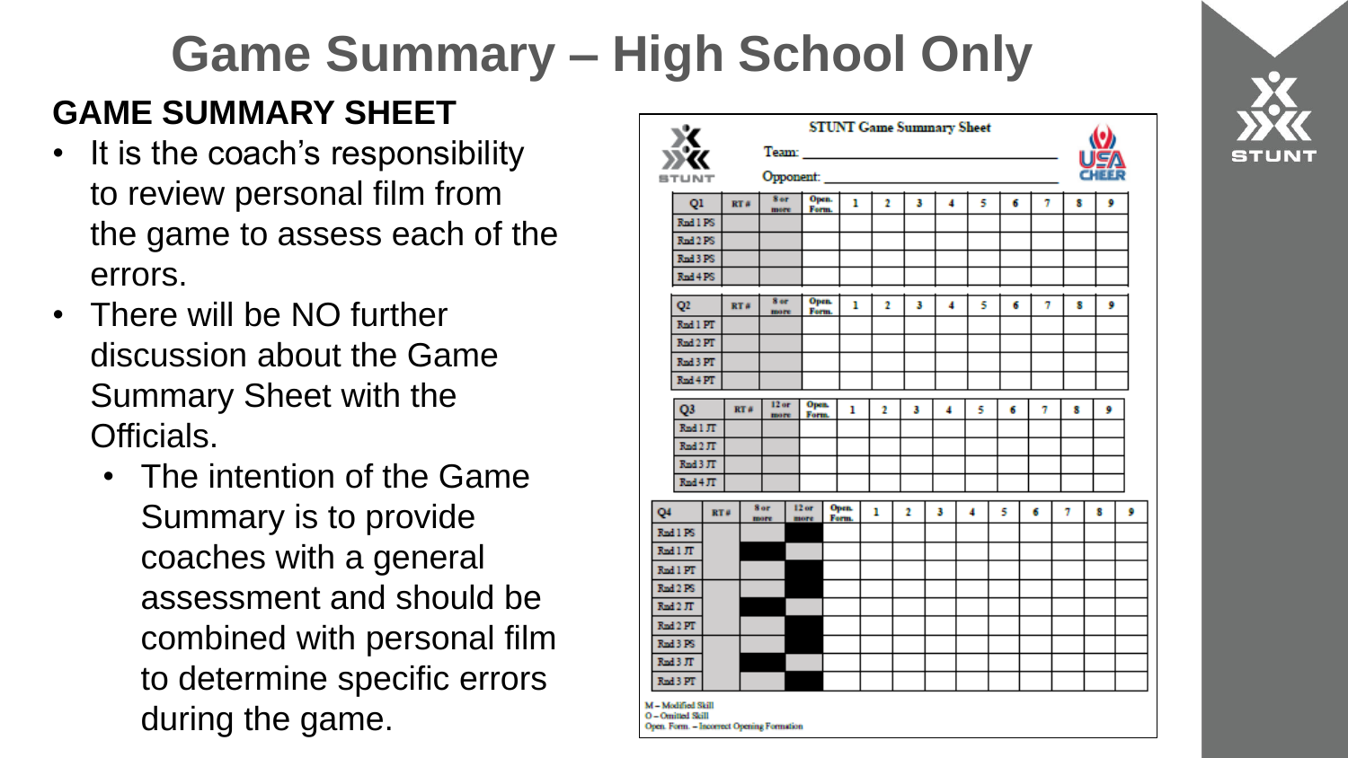# Game Summary – High School Only

## GAME SUMMARY SHEET

- It is the coach's responsibility to review personal film from the game to assess each of the errors.
- There will be NO further discussion about the Game Summary Sheet with the Officials.
  - The intention of the Game Summary is to provide coaches with a general assessment and should be combined with personal film to determine specific errors during the game.

**STUNT Game Summary Sheet**

Team: ______________________

Opponent: ______________________

| Q1 | RT # | 8 or more | Open. Form. | 1 | 2 | 3 | 4 | 5 | 6 | 7 | 8 | 9 |
|---|---|---|---|---|---|---|---|---|---|---|---|---|
| Rnd 1 PS | | | | | | | | | | | | |
| Rnd 2 PS | | | | | | | | | | | | |
| Rnd 3 PS | | | | | | | | | | | | |
| Rnd 4 PS | | | | | | | | | | | | |

| Q2 | RT # | 8 or more | Open. Form. | 1 | 2 | 3 | 4 | 5 | 6 | 7 | 8 | 9 |
|---|---|---|---|---|---|---|---|---|---|---|---|---|
| Rnd 1 PT | | | | | | | | | | | | |
| Rnd 2 PT | | | | | | | | | | | | |
| Rnd 3 PT | | | | | | | | | | | | |
| Rnd 4 PT | | | | | | | | | | | | |

| Q3 | RT # | 12 or more | Open. Form. | 1 | 2 | 3 | 4 | 5 | 6 | 7 | 8 | 9 |
|---|---|---|---|---|---|---|---|---|---|---|---|---|
| Rnd 1 JT | | | | | | | | | | | | |
| Rnd 2 JT | | | | | | | | | | | | |
| Rnd 3 JT | | | | | | | | | | | | |
| Rnd 4 JT | | | | | | | | | | | | |

| Q4 | RT # | 8 or more | 12 or more | Open. Form. | 1 | 2 | 3 | 4 | 5 | 6 | 7 | 8 | 9 |
|---|---|---|---|---|---|---|---|---|---|---|---|---|---|
| Rnd 1 PS | | | | | | | | | | | | | |
| Rnd 1 JT | | | | | | | | | | | | | |
| Rnd 1 PT | | | | | | | | | | | | | |
| Rnd 2 PS | | | | | | | | | | | | | |
| Rnd 2 JT | | | | | | | | | | | | | |
| Rnd 2 PT | | | | | | | | | | | | | |
| Rnd 3 PS | | | | | | | | | | | | | |
| Rnd 3 JT | | | | | | | | | | | | | |
| Rnd 3 PT | | | | | | | | | | | | | |

M – Modified Skill
O – Omitted Skill
Open. Form. – Incorrect Opening Formation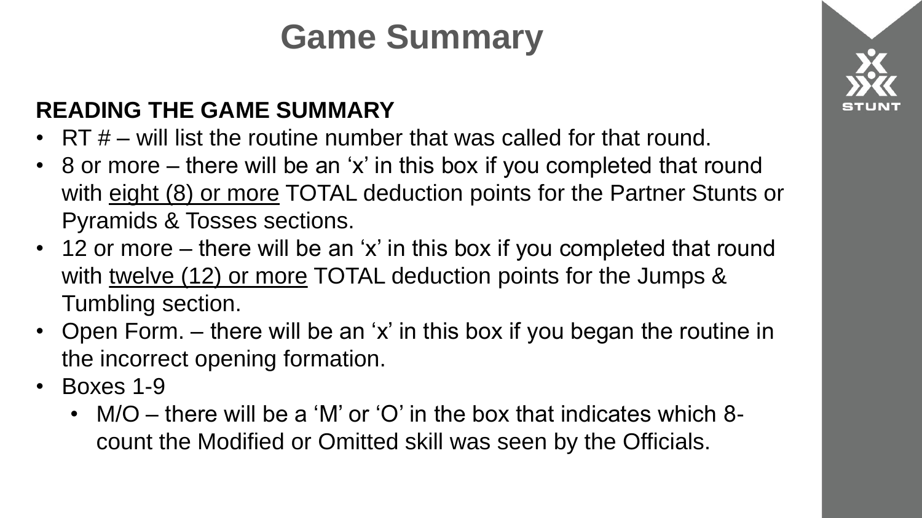# Game Summary

**READING THE GAME SUMMARY**

- RT # – will list the routine number that was called for that round.
- 8 or more – there will be an 'x' in this box if you completed that round with eight (8) or more TOTAL deduction points for the Partner Stunts or Pyramids & Tosses sections.
- 12 or more – there will be an 'x' in this box if you completed that round with twelve (12) or more TOTAL deduction points for the Jumps & Tumbling section.
- Open Form. – there will be an 'x' in this box if you began the routine in the incorrect opening formation.
- Boxes 1-9
  - M/O – there will be a 'M' or 'O' in the box that indicates which 8-count the Modified or Omitted skill was seen by the Officials.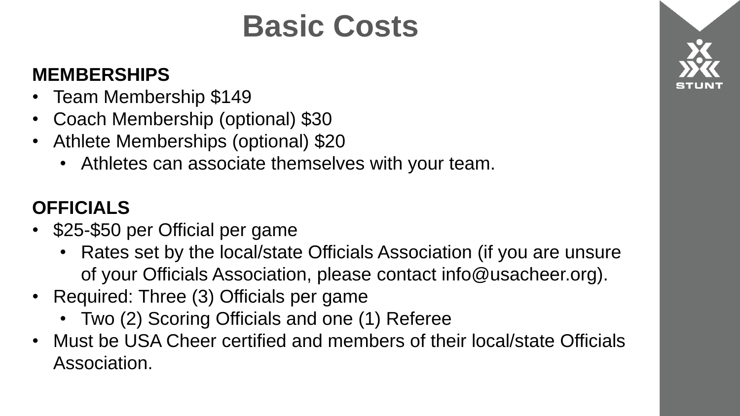# Basic Costs

**MEMBERSHIPS**

- Team Membership $149
- Coach Membership (optional) $30
- Athlete Memberships (optional) $20
  - Athletes can associate themselves with your team.

**OFFICIALS**

- $25-$50 per Official per game
  - Rates set by the local/state Officials Association (if you are unsure of your Officials Association, please contact info@usacheer.org).
- Required: Three (3) Officials per game
  - Two (2) Scoring Officials and one (1) Referee
- Must be USA Cheer certified and members of their local/state Officials Association.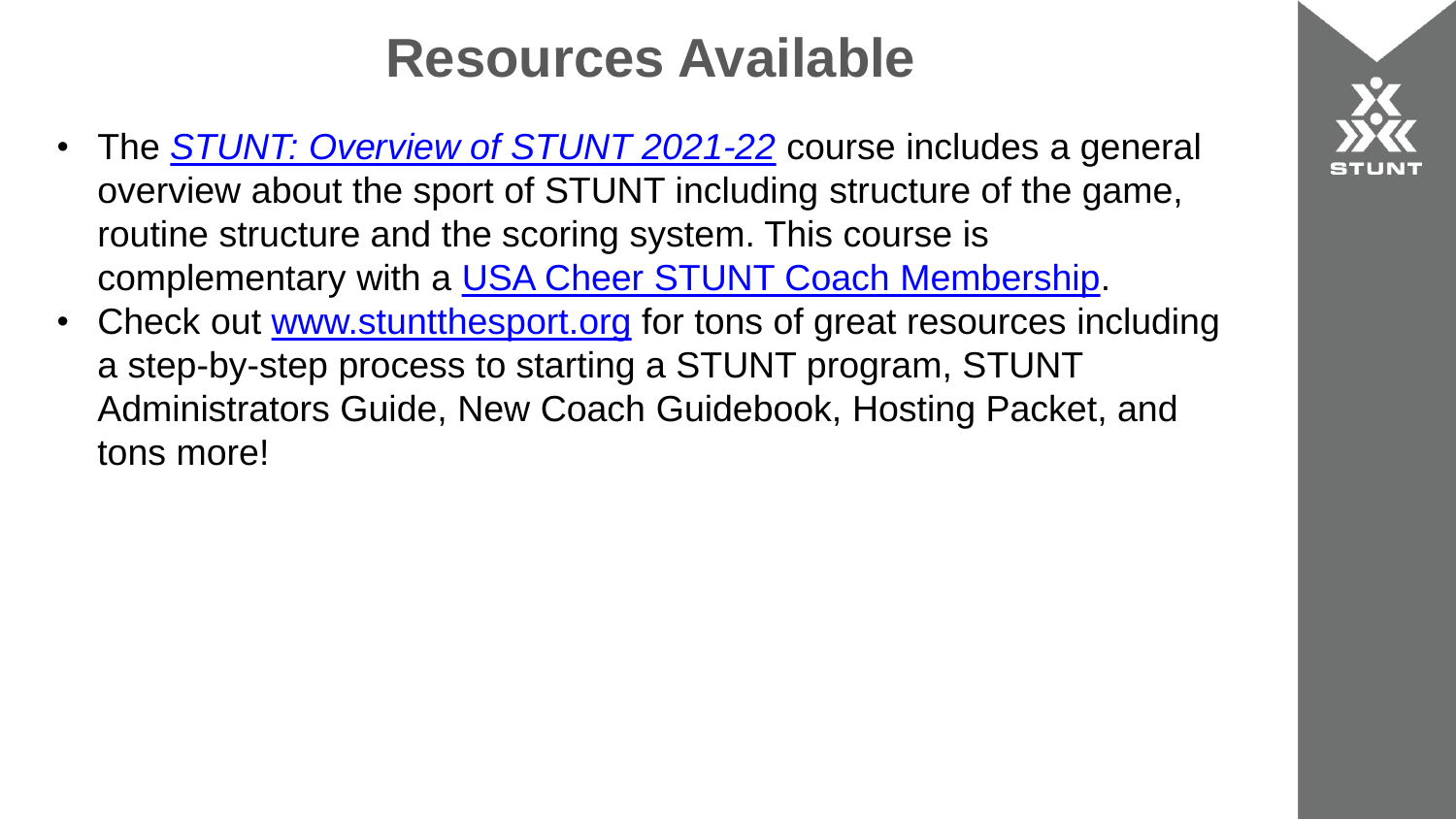# Resources Available

- The *STUNT: Overview of STUNT 2021-22* course includes a general overview about the sport of STUNT including structure of the game, routine structure and the scoring system. This course is complementary with a USA Cheer STUNT Coach Membership.
- Check out www.stuntthesport.org for tons of great resources including a step-by-step process to starting a STUNT program, STUNT Administrators Guide, New Coach Guidebook, Hosting Packet, and tons more!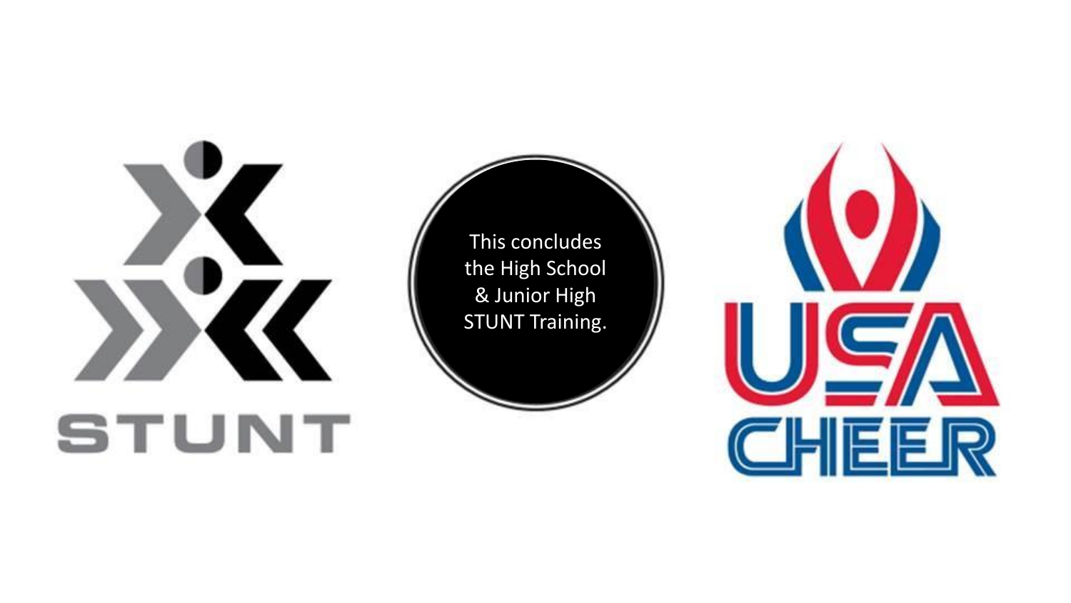STUNT

This concludes the High School & Junior High STUNT Training.

USA CHEER